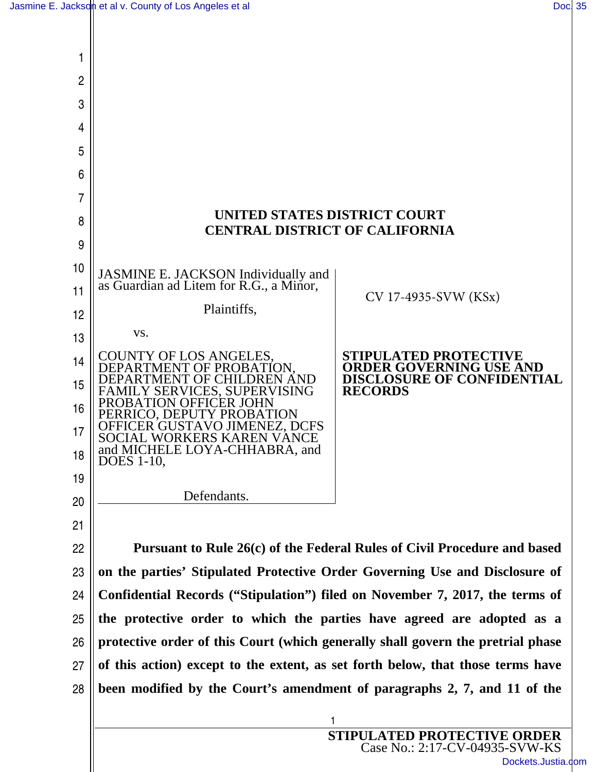# UNITED STATES DISTRICT COURT
# CENTRAL DISTRICT OF CALIFORNIA

JASMINE E. JACKSON Individually and as Guardian ad Litem for R.G., a Minor,

Plaintiffs,

vs.

COUNTY OF LOS ANGELES, DEPARTMENT OF PROBATION, DEPARTMENT OF CHILDREN AND FAMILY SERVICES, SUPERVISING PROBATION OFFICER JOHN PERRICO, DEPUTY PROBATION OFFICER GUSTAVO JIMENEZ, DCFS SOCIAL WORKERS KAREN VANCE and MICHELE LOYA-CHHABRA, and DOES 1-10,

Defendants.

CV 17-4935-SVW (KSx)

**STIPULATED PROTECTIVE ORDER GOVERNING USE AND DISCLOSURE OF CONFIDENTIAL RECORDS**

**Pursuant to Rule 26(c) of the Federal Rules of Civil Procedure and based on the parties' Stipulated Protective Order Governing Use and Disclosure of Confidential Records ("Stipulation") filed on November 7, 2017, the terms of the protective order to which the parties have agreed are adopted as a protective order of this Court (which generally shall govern the pretrial phase of this action) except to the extent, as set forth below, that those terms have been modified by the Court's amendment of paragraphs 2, 7, and 11 of the**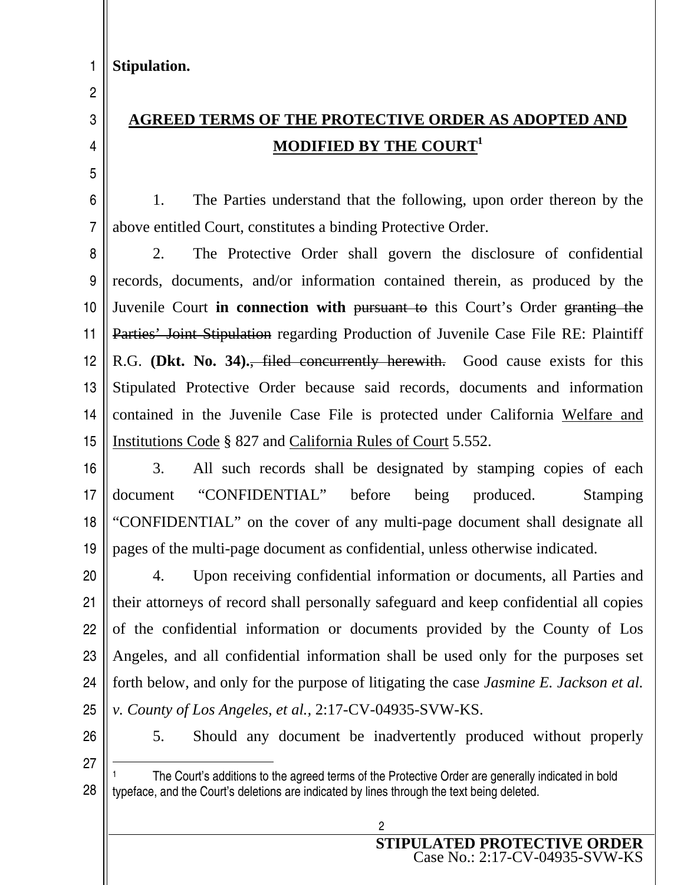**Stipulation.**

**AGREED TERMS OF THE PROTECTIVE ORDER AS ADOPTED AND MODIFIED BY THE COURT**[1]

1. The Parties understand that the following, upon order thereon by the above entitled Court, constitutes a binding Protective Order.

2. The Protective Order shall govern the disclosure of confidential records, documents, and/or information contained therein, as produced by the Juvenile Court **in connection with** ~~pursuant to~~ this Court's Order ~~granting the Parties' Joint Stipulation~~ regarding Production of Juvenile Case File RE: Plaintiff R.G. **(Dkt. No. 34).**~~, filed concurrently herewith.~~ Good cause exists for this Stipulated Protective Order because said records, documents and information contained in the Juvenile Case File is protected under California Welfare and Institutions Code § 827 and California Rules of Court 5.552.

3. All such records shall be designated by stamping copies of each document "CONFIDENTIAL" before being produced. Stamping "CONFIDENTIAL" on the cover of any multi-page document shall designate all pages of the multi-page document as confidential, unless otherwise indicated.

4. Upon receiving confidential information or documents, all Parties and their attorneys of record shall personally safeguard and keep confidential all copies of the confidential information or documents provided by the County of Los Angeles, and all confidential information shall be used only for the purposes set forth below, and only for the purpose of litigating the case *Jasmine E. Jackson et al. v. County of Los Angeles, et al.,* 2:17-CV-04935-SVW-KS.

5. Should any document be inadvertently produced without properly

[1] The Court's additions to the agreed terms of the Protective Order are generally indicated in bold typeface, and the Court's deletions are indicated by lines through the text being deleted.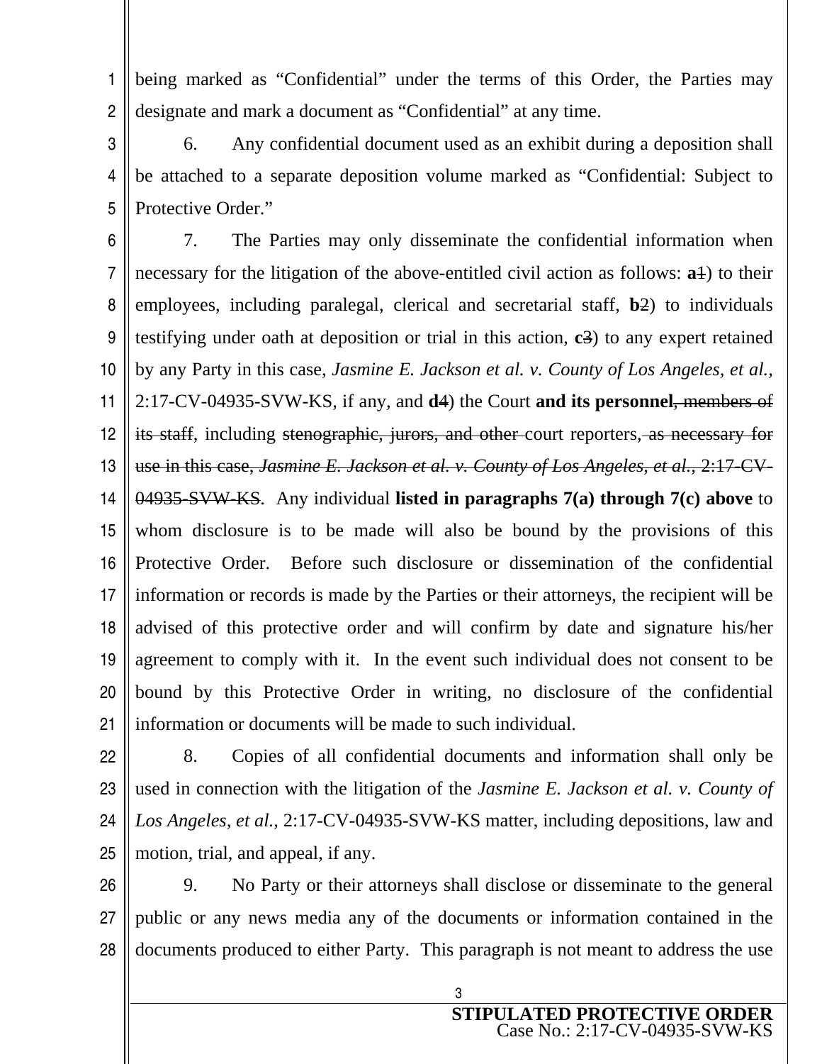being marked as "Confidential" under the terms of this Order, the Parties may designate and mark a document as "Confidential" at any time.

6. Any confidential document used as an exhibit during a deposition shall be attached to a separate deposition volume marked as "Confidential: Subject to Protective Order."

7. The Parties may only disseminate the confidential information when necessary for the litigation of the above-entitled civil action as follows: **a**~~1~~) to their employees, including paralegal, clerical and secretarial staff, **b**~~2~~) to individuals testifying under oath at deposition or trial in this action, **c**~~3~~) to any expert retained by any Party in this case, *Jasmine E. Jackson et al. v. County of Los Angeles, et al.,* 2:17-CV-04935-SVW-KS, if any, and **d**~~4~~) the Court **and its personnel**~~, members of its staff~~, including ~~stenographic, jurors, and other~~ court reporters~~, as necessary for use in this case, *Jasmine E. Jackson et al. v. County of Los Angeles, et al.,* 2:17-CV-04935-SVW-KS~~. Any individual **listed in paragraphs 7(a) through 7(c) above** to whom disclosure is to be made will also be bound by the provisions of this Protective Order. Before such disclosure or dissemination of the confidential information or records is made by the Parties or their attorneys, the recipient will be advised of this protective order and will confirm by date and signature his/her agreement to comply with it. In the event such individual does not consent to be bound by this Protective Order in writing, no disclosure of the confidential information or documents will be made to such individual.

8. Copies of all confidential documents and information shall only be used in connection with the litigation of the *Jasmine E. Jackson et al. v. County of Los Angeles, et al.,* 2:17-CV-04935-SVW-KS matter, including depositions, law and motion, trial, and appeal, if any.

9. No Party or their attorneys shall disclose or disseminate to the general public or any news media any of the documents or information contained in the documents produced to either Party. This paragraph is not meant to address the use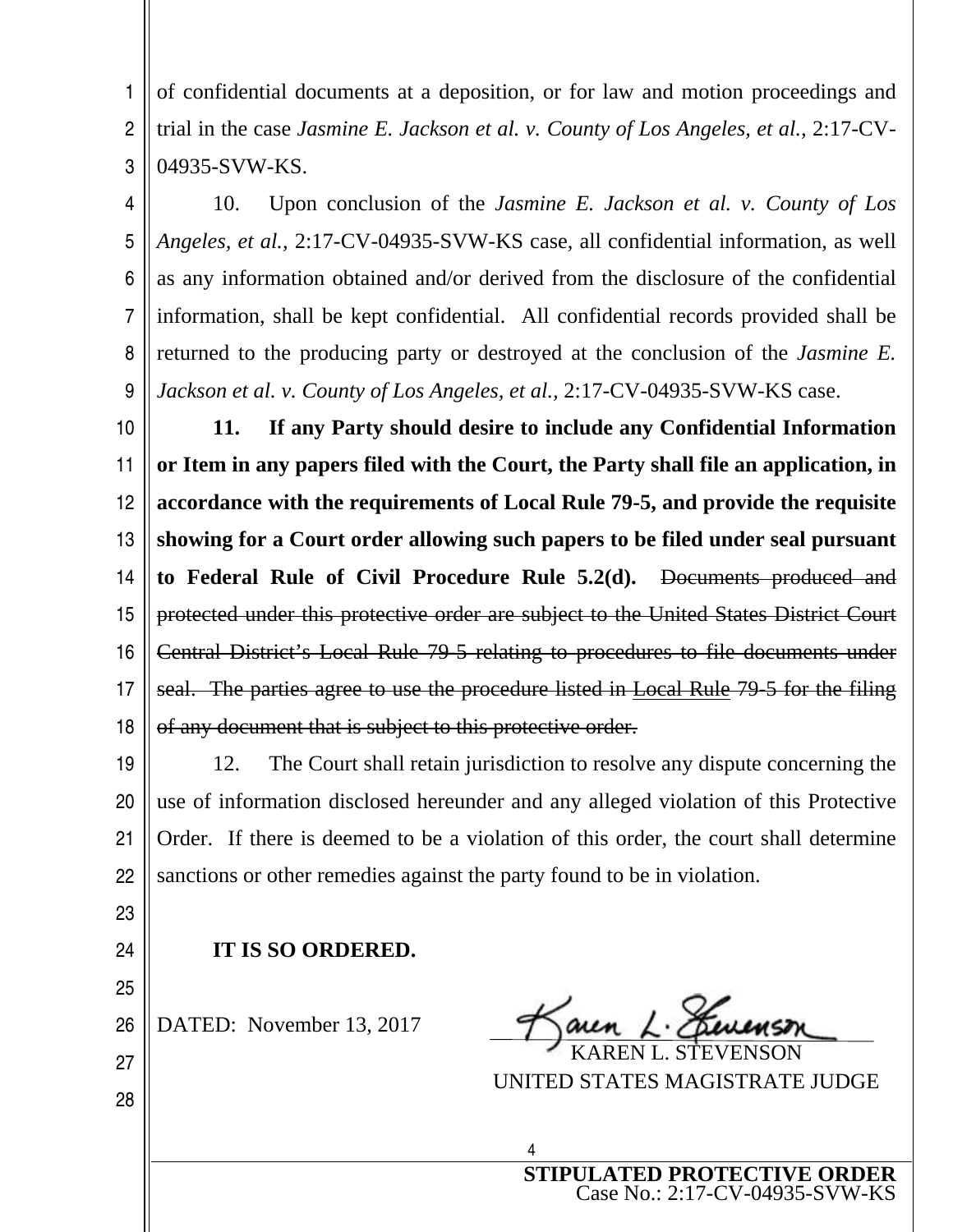of confidential documents at a deposition, or for law and motion proceedings and trial in the case *Jasmine E. Jackson et al. v. County of Los Angeles, et al.*, 2:17-CV-04935-SVW-KS.

10. Upon conclusion of the *Jasmine E. Jackson et al. v. County of Los Angeles, et al.*, 2:17-CV-04935-SVW-KS case, all confidential information, as well as any information obtained and/or derived from the disclosure of the confidential information, shall be kept confidential. All confidential records provided shall be returned to the producing party or destroyed at the conclusion of the *Jasmine E. Jackson et al. v. County of Los Angeles, et al.*, 2:17-CV-04935-SVW-KS case.

**11. If any Party should desire to include any Confidential Information or Item in any papers filed with the Court, the Party shall file an application, in accordance with the requirements of Local Rule 79-5, and provide the requisite showing for a Court order allowing such papers to be filed under seal pursuant to Federal Rule of Civil Procedure Rule 5.2(d).** ~~Documents produced and protected under this protective order are subject to the United States District Court Central District's Local Rule 79-5 relating to procedures to file documents under seal. The parties agree to use the procedure listed in Local Rule 79-5 for the filing of any document that is subject to this protective order.~~

12. The Court shall retain jurisdiction to resolve any dispute concerning the use of information disclosed hereunder and any alleged violation of this Protective Order. If there is deemed to be a violation of this order, the court shall determine sanctions or other remedies against the party found to be in violation.

**IT IS SO ORDERED.**

DATED: November 13, 2017

KAREN L. STEVENSON
UNITED STATES MAGISTRATE JUDGE